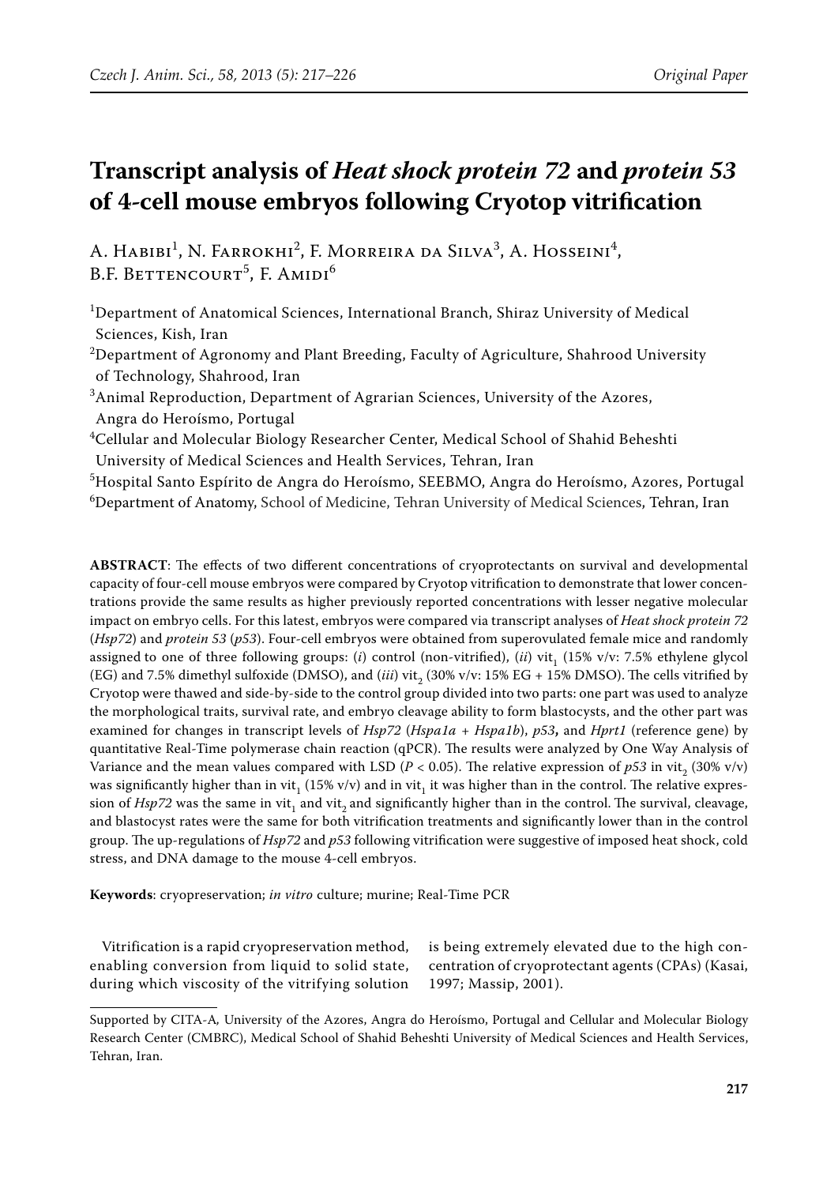# Transcript analysis of *Heat shock protein 72* and *protein 53* of 4-cell mouse embryos following Cryotop vitrification

A. Habibi[1], N. Farrokhi[2], F. Morreira da Silva[3], A. Hosseini[4], B.F. Bettencourt[5], F. Amidi[6]

[1]Department of Anatomical Sciences, International Branch, Shiraz University of Medical Sciences, Kish, Iran

[2]Department of Agronomy and Plant Breeding, Faculty of Agriculture, Shahrood University of Technology, Shahrood, Iran

[3]Animal Reproduction, Department of Agrarian Sciences, University of the Azores, Angra do Heroísmo, Portugal

[4]Cellular and Molecular Biology Researcher Center, Medical School of Shahid Beheshti University of Medical Sciences and Health Services, Tehran, Iran

[5]Hospital Santo Espírito de Angra do Heroísmo, SEEBMO, Angra do Heroísmo, Azores, Portugal

[6]Department of Anatomy, School of Medicine, Tehran University of Medical Sciences, Tehran, Iran

**ABSTRACT**: The effects of two different concentrations of cryoprotectants on survival and developmental capacity of four-cell mouse embryos were compared by Cryotop vitrification to demonstrate that lower concentrations provide the same results as higher previously reported concentrations with lesser negative molecular impact on embryo cells. For this latest, embryos were compared via transcript analyses of *Heat shock protein 72* (*Hsp72*) and *protein 53* (*p53*). Four-cell embryos were obtained from superovulated female mice and randomly assigned to one of three following groups: (*i*) control (non-vitrified), (*ii*) $vit_1$ (15% v/v: 7.5% ethylene glycol (EG) and 7.5% dimethyl sulfoxide (DMSO), and (*iii*) $vit_2$ (30% v/v: 15% EG + 15% DMSO). The cells vitrified by Cryotop were thawed and side-by-side to the control group divided into two parts: one part was used to analyze the morphological traits, survival rate, and embryo cleavage ability to form blastocysts, and the other part was examined for changes in transcript levels of *Hsp72* (*Hspa1a* + *Hspa1b*), *p53*, and *Hprt1* (reference gene) by quantitative Real-Time polymerase chain reaction (qPCR). The results were analyzed by One Way Analysis of Variance and the mean values compared with LSD ($P < 0.05$). The relative expression of *p53* in $vit_2$ (30% v/v) was significantly higher than in $vit_1$ (15% v/v) and in $vit_1$ it was higher than in the control. The relative expression of *Hsp72* was the same in $vit_1$ and $vit_2$ and significantly higher than in the control. The survival, cleavage, and blastocyst rates were the same for both vitrification treatments and significantly lower than in the control group. The up-regulations of *Hsp72* and *p53* following vitrification were suggestive of imposed heat shock, cold stress, and DNA damage to the mouse 4-cell embryos.

**Keywords**: cryopreservation; *in vitro* culture; murine; Real-Time PCR

Vitrification is a rapid cryopreservation method, enabling conversion from liquid to solid state, during which viscosity of the vitrifying solution is being extremely elevated due to the high concentration of cryoprotectant agents (CPAs) (Kasai, 1997; Massip, 2001).

Supported by CITA-A, University of the Azores, Angra do Heroísmo, Portugal and Cellular and Molecular Biology Research Center (CMBRC), Medical School of Shahid Beheshti University of Medical Sciences and Health Services, Tehran, Iran.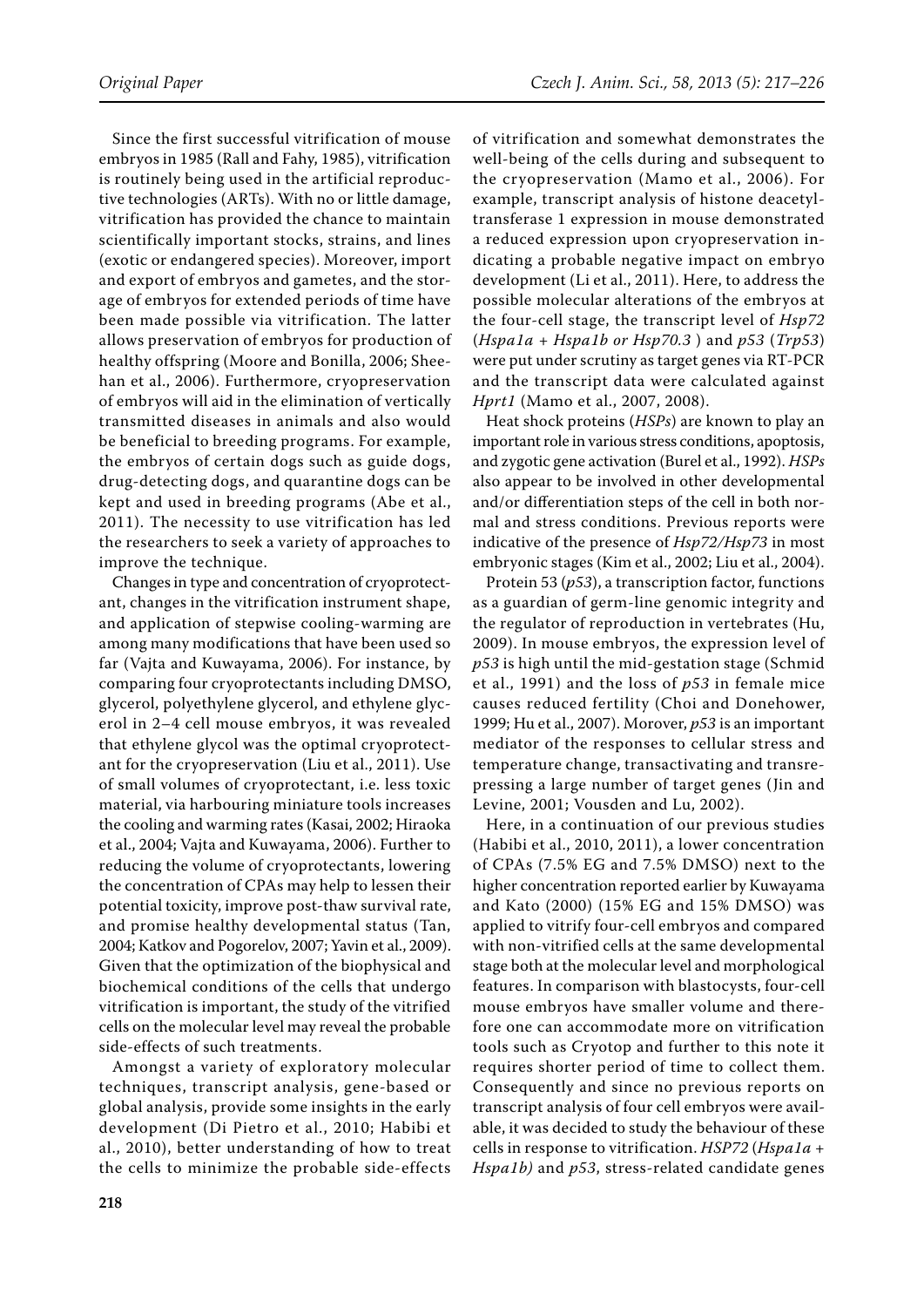Since the first successful vitrification of mouse embryos in 1985 (Rall and Fahy, 1985), vitrification is routinely being used in the artificial reproductive technologies (ARTs). With no or little damage, vitrification has provided the chance to maintain scientifically important stocks, strains, and lines (exotic or endangered species). Moreover, import and export of embryos and gametes, and the storage of embryos for extended periods of time have been made possible via vitrification. The latter allows preservation of embryos for production of healthy offspring (Moore and Bonilla, 2006; Sheehan et al., 2006). Furthermore, cryopreservation of embryos will aid in the elimination of vertically transmitted diseases in animals and also would be beneficial to breeding programs. For example, the embryos of certain dogs such as guide dogs, drug-detecting dogs, and quarantine dogs can be kept and used in breeding programs (Abe et al., 2011). The necessity to use vitrification has led the researchers to seek a variety of approaches to improve the technique.

Changes in type and concentration of cryoprotectant, changes in the vitrification instrument shape, and application of stepwise cooling-warming are among many modifications that have been used so far (Vajta and Kuwayama, 2006). For instance, by comparing four cryoprotectants including DMSO, glycerol, polyethylene glycerol, and ethylene glycerol in 2–4 cell mouse embryos, it was revealed that ethylene glycol was the optimal cryoprotectant for the cryopreservation (Liu et al., 2011). Use of small volumes of cryoprotectant, i.e. less toxic material, via harbouring miniature tools increases the cooling and warming rates (Kasai, 2002; Hiraoka et al., 2004; Vajta and Kuwayama, 2006). Further to reducing the volume of cryoprotectants, lowering the concentration of CPAs may help to lessen their potential toxicity, improve post-thaw survival rate, and promise healthy developmental status (Tan, 2004; Katkov and Pogorelov, 2007; Yavin et al., 2009). Given that the optimization of the biophysical and biochemical conditions of the cells that undergo vitrification is important, the study of the vitrified cells on the molecular level may reveal the probable side-effects of such treatments.

Amongst a variety of exploratory molecular techniques, transcript analysis, gene-based or global analysis, provide some insights in the early development (Di Pietro et al., 2010; Habibi et al., 2010), better understanding of how to treat the cells to minimize the probable side-effects of vitrification and somewhat demonstrates the well-being of the cells during and subsequent to the cryopreservation (Mamo et al., 2006). For example, transcript analysis of histone deacetyltransferase 1 expression in mouse demonstrated a reduced expression upon cryopreservation indicating a probable negative impact on embryo development (Li et al., 2011). Here, to address the possible molecular alterations of the embryos at the four-cell stage, the transcript level of *Hsp72* (*Hspa1a + Hspa1b or Hsp70.3* ) and *p53* (*Trp53*) were put under scrutiny as target genes via RT-PCR and the transcript data were calculated against *Hprt1* (Mamo et al., 2007, 2008).

Heat shock proteins (*HSPs*) are known to play an important role in various stress conditions, apoptosis, and zygotic gene activation (Burel et al., 1992). *HSPs* also appear to be involved in other developmental and/or differentiation steps of the cell in both normal and stress conditions. Previous reports were indicative of the presence of *Hsp72/Hsp73* in most embryonic stages (Kim et al., 2002; Liu et al., 2004).

Protein 53 (*p53*), a transcription factor, functions as a guardian of germ-line genomic integrity and the regulator of reproduction in vertebrates (Hu, 2009). In mouse embryos, the expression level of *p53* is high until the mid-gestation stage (Schmid et al., 1991) and the loss of *p53* in female mice causes reduced fertility (Choi and Donehower, 1999; Hu et al., 2007). Morover, *p53* is an important mediator of the responses to cellular stress and temperature change, transactivating and transrepressing a large number of target genes (Jin and Levine, 2001; Vousden and Lu, 2002).

Here, in a continuation of our previous studies (Habibi et al., 2010, 2011), a lower concentration of CPAs (7.5% EG and 7.5% DMSO) next to the higher concentration reported earlier by Kuwayama and Kato (2000) (15% EG and 15% DMSO) was applied to vitrify four-cell embryos and compared with non-vitrified cells at the same developmental stage both at the molecular level and morphological features. In comparison with blastocysts, four-cell mouse embryos have smaller volume and therefore one can accommodate more on vitrification tools such as Cryotop and further to this note it requires shorter period of time to collect them. Consequently and since no previous reports on transcript analysis of four cell embryos were available, it was decided to study the behaviour of these cells in response to vitrification. *HSP72* (*Hspa1a + Hspa1b)* and *p53*, stress-related candidate genes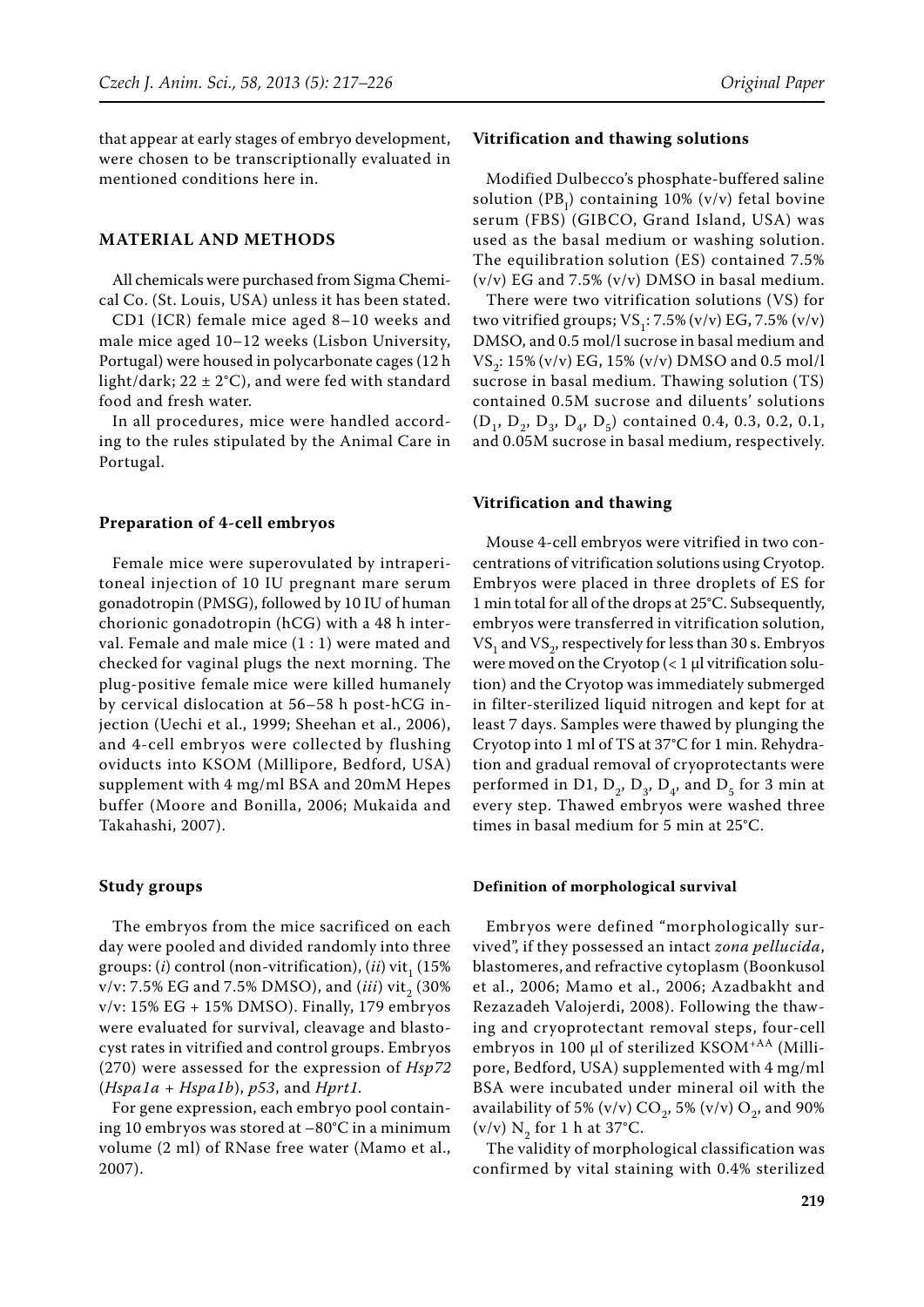that appear at early stages of embryo development, were chosen to be transcriptionally evaluated in mentioned conditions here in.

## MATERIAL AND METHODS

All chemicals were purchased from Sigma Chemical Co. (St. Louis, USA) unless it has been stated.

CD1 (ICR) female mice aged 8–10 weeks and male mice aged 10–12 weeks (Lisbon University, Portugal) were housed in polycarbonate cages (12 h light/dark; 22 ± 2°C), and were fed with standard food and fresh water.

In all procedures, mice were handled according to the rules stipulated by the Animal Care in Portugal.

### Preparation of 4-cell embryos

Female mice were superovulated by intraperitoneal injection of 10 IU pregnant mare serum gonadotropin (PMSG), followed by 10 IU of human chorionic gonadotropin (hCG) with a 48 h interval. Female and male mice (1 : 1) were mated and checked for vaginal plugs the next morning. The plug-positive female mice were killed humanely by cervical dislocation at 56–58 h post-hCG injection (Uechi et al., 1999; Sheehan et al., 2006), and 4-cell embryos were collected by flushing oviducts into KSOM (Millipore, Bedford, USA) supplement with 4 mg/ml BSA and 20mM Hepes buffer (Moore and Bonilla, 2006; Mukaida and Takahashi, 2007).

### Study groups

The embryos from the mice sacrificed on each day were pooled and divided randomly into three groups: (*i*) control (non-vitrification), (*ii*) $vit_1$ (15% v/v: 7.5% EG and 7.5% DMSO), and (*iii*) $vit_2$ (30% v/v: 15% EG + 15% DMSO). Finally, 179 embryos were evaluated for survival, cleavage and blastocyst rates in vitrified and control groups. Embryos (270) were assessed for the expression of *Hsp72* (*Hspa1a* + *Hspa1b*), *p53*, and *Hprt1.*

For gene expression, each embryo pool containing 10 embryos was stored at –80°C in a minimum volume (2 ml) of RNase free water (Mamo et al., 2007).

### Vitrification and thawing solutions

Modified Dulbecco's phosphate-buffered saline solution ($PB_1$) containing 10% (v/v) fetal bovine serum (FBS) (GIBCO, Grand Island, USA) was used as the basal medium or washing solution. The equilibration solution (ES) contained 7.5% (v/v) EG and 7.5% (v/v) DMSO in basal medium.

There were two vitrification solutions (VS) for two vitrified groups; $VS_1$: 7.5% (v/v) EG, 7.5% (v/v) DMSO, and 0.5 mol/l sucrose in basal medium and $VS_2$: 15% (v/v) EG, 15% (v/v) DMSO and 0.5 mol/l sucrose in basal medium. Thawing solution (TS) contained 0.5M sucrose and diluents' solutions ($D_1$, $D_2$, $D_3$, $D_4$, $D_5$) contained 0.4, 0.3, 0.2, 0.1, and 0.05M sucrose in basal medium, respectively.

### Vitrification and thawing

Mouse 4-cell embryos were vitrified in two concentrations of vitrification solutions using Cryotop. Embryos were placed in three droplets of ES for 1 min total for all of the drops at 25°C. Subsequently, embryos were transferred in vitrification solution, $VS_1$ and $VS_2$, respectively for less than 30 s. Embryos were moved on the Cryotop (< 1 µl vitrification solution) and the Cryotop was immediately submerged in filter-sterilized liquid nitrogen and kept for at least 7 days. Samples were thawed by plunging the Cryotop into 1 ml of TS at 37°C for 1 min. Rehydration and gradual removal of cryoprotectants were performed in D1, $D_2$, $D_3$, $D_4$, and $D_5$ for 3 min at every step. Thawed embryos were washed three times in basal medium for 5 min at 25°C.

#### Definition of morphological survival

Embryos were defined "morphologically survived", if they possessed an intact *zona pellucida*, blastomeres, and refractive cytoplasm (Boonkusol et al., 2006; Mamo et al., 2006; Azadbakht and Rezazadeh Valojerdi, 2008). Following the thawing and cryoprotectant removal steps, four-cell embryos in 100 µl of sterilized $KSOM^{+AA}$ (Millipore, Bedford, USA) supplemented with 4 mg/ml BSA were incubated under mineral oil with the availability of 5% (v/v) $CO_2$, 5% (v/v) $O_2$, and 90% (v/v) $N_2$ for 1 h at 37°C.

The validity of morphological classification was confirmed by vital staining with 0.4% sterilized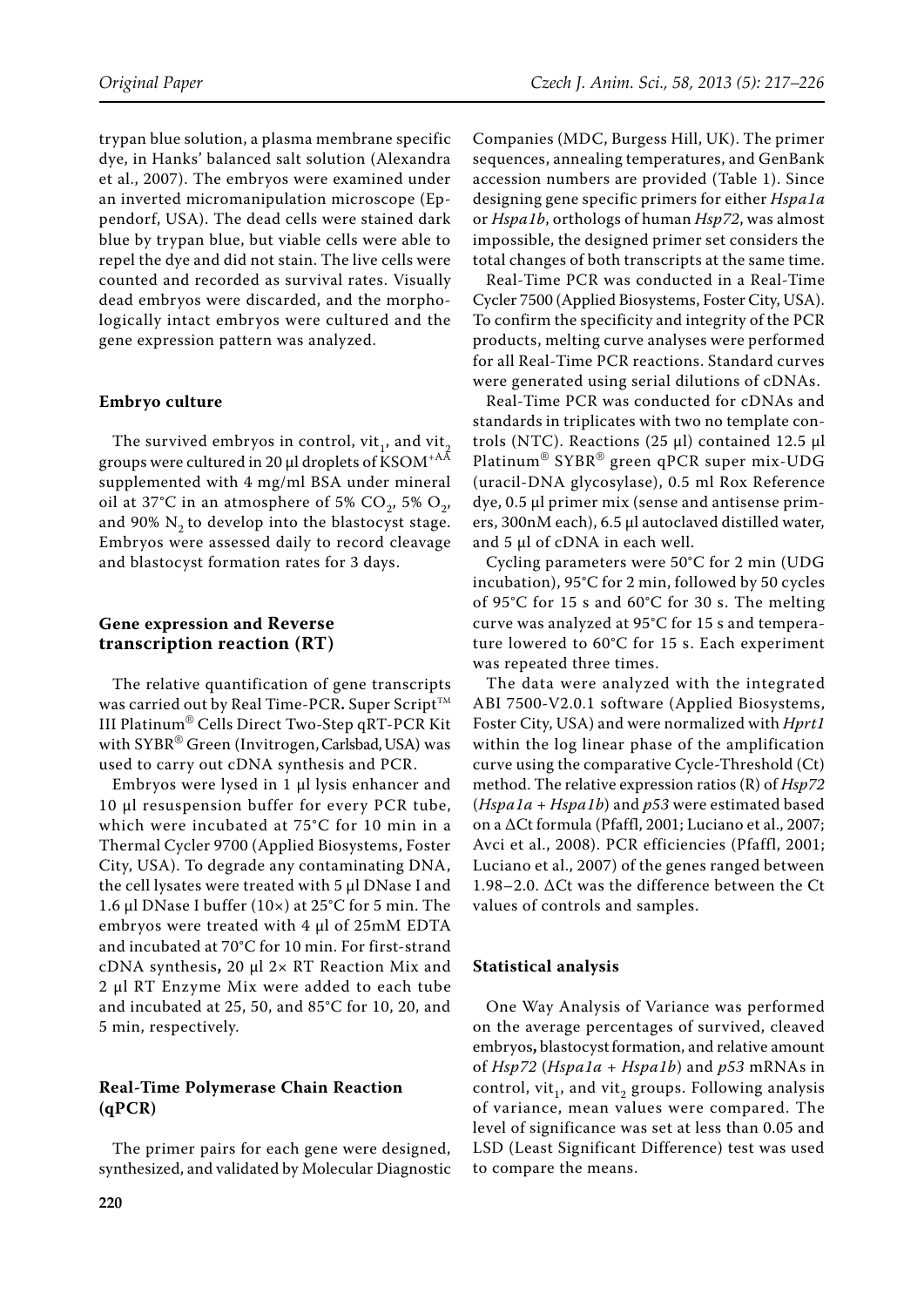trypan blue solution, a plasma membrane specific dye, in Hanks' balanced salt solution (Alexandra et al., 2007). The embryos were examined under an inverted micromanipulation microscope (Eppendorf, USA). The dead cells were stained dark blue by trypan blue, but viable cells were able to repel the dye and did not stain. The live cells were counted and recorded as survival rates. Visually dead embryos were discarded, and the morphologically intact embryos were cultured and the gene expression pattern was analyzed.

### Embryo culture

The survived embryos in control, $vit_1$, and $vit_2$ groups were cultured in 20 µl droplets of $KSOM^{+AA}$ supplemented with 4 mg/ml BSA under mineral oil at 37°C in an atmosphere of 5% $CO_2$, 5% $O_2$, and 90% $N_2$ to develop into the blastocyst stage. Embryos were assessed daily to record cleavage and blastocyst formation rates for 3 days.

### Gene expression and Reverse transcription reaction (RT)

The relative quantification of gene transcripts was carried out by Real Time-PCR**.** Super Script™ III Platinum® Cells Direct Two-Step qRT-PCR Kit with SYBR® Green (Invitrogen, Carlsbad, USA) was used to carry out cDNA synthesis and PCR.

Embryos were lysed in 1 µl lysis enhancer and 10 µl resuspension buffer for every PCR tube, which were incubated at 75°C for 10 min in a Thermal Cycler 9700 (Applied Biosystems, Foster City, USA). To degrade any contaminating DNA, the cell lysates were treated with 5 µl DNase I and 1.6 µl DNase I buffer (10×) at 25°C for 5 min. The embryos were treated with 4 µl of 25mM EDTA and incubated at 70°C for 10 min. For first-strand cDNA synthesis**,** 20 µl 2× RT Reaction Mix and 2 µl RT Enzyme Mix were added to each tube and incubated at 25, 50, and 85°C for 10, 20, and 5 min, respectively.

### Real-Time Polymerase Chain Reaction (qPCR)

The primer pairs for each gene were designed, synthesized, and validated by Molecular Diagnostic Companies (MDC, Burgess Hill, UK). The primer sequences, annealing temperatures, and GenBank accession numbers are provided (Table 1). Since designing gene specific primers for either *Hspa1a* or *Hspa1b*, orthologs of human *Hsp72*, was almost impossible, the designed primer set considers the total changes of both transcripts at the same time.

Real-Time PCR was conducted in a Real-Time Cycler 7500 (Applied Biosystems, Foster City, USA). To confirm the specificity and integrity of the PCR products, melting curve analyses were performed for all Real-Time PCR reactions. Standard curves were generated using serial dilutions of cDNAs.

Real-Time PCR was conducted for cDNAs and standards in triplicates with two no template controls (NTC). Reactions (25 µl) contained 12.5 µl Platinum® SYBR® green qPCR super mix-UDG (uracil-DNA glycosylase), 0.5 ml Rox Reference dye, 0.5 µl primer mix (sense and antisense primers, 300nM each), 6.5 µl autoclaved distilled water, and 5 µl of cDNA in each well.

Cycling parameters were 50°C for 2 min (UDG incubation), 95°C for 2 min, followed by 50 cycles of 95°C for 15 s and 60°C for 30 s. The melting curve was analyzed at 95°C for 15 s and temperature lowered to 60°C for 15 s. Each experiment was repeated three times.

The data were analyzed with the integrated ABI 7500-V2.0.1 software (Applied Biosystems, Foster City, USA) and were normalized with *Hprt1* within the log linear phase of the amplification curve using the comparative Cycle-Threshold (Ct) method. The relative expression ratios (R) of *Hsp72* (*Hspa1a* + *Hspa1b*) and *p53* were estimated based on a ΔCt formula (Pfaffl, 2001; Luciano et al., 2007; Avci et al., 2008). PCR efficiencies (Pfaffl, 2001; Luciano et al., 2007) of the genes ranged between 1.98–2.0. ΔCt was the difference between the Ct values of controls and samples.

### Statistical analysis

One Way Analysis of Variance was performed on the average percentages of survived, cleaved embryos**,** blastocyst formation, and relative amount of *Hsp72* (*Hspa1a* + *Hspa1b*) and *p53* mRNAs in control, $vit_1$, and $vit_2$ groups. Following analysis of variance, mean values were compared. The level of significance was set at less than 0.05 and LSD (Least Significant Difference) test was used to compare the means.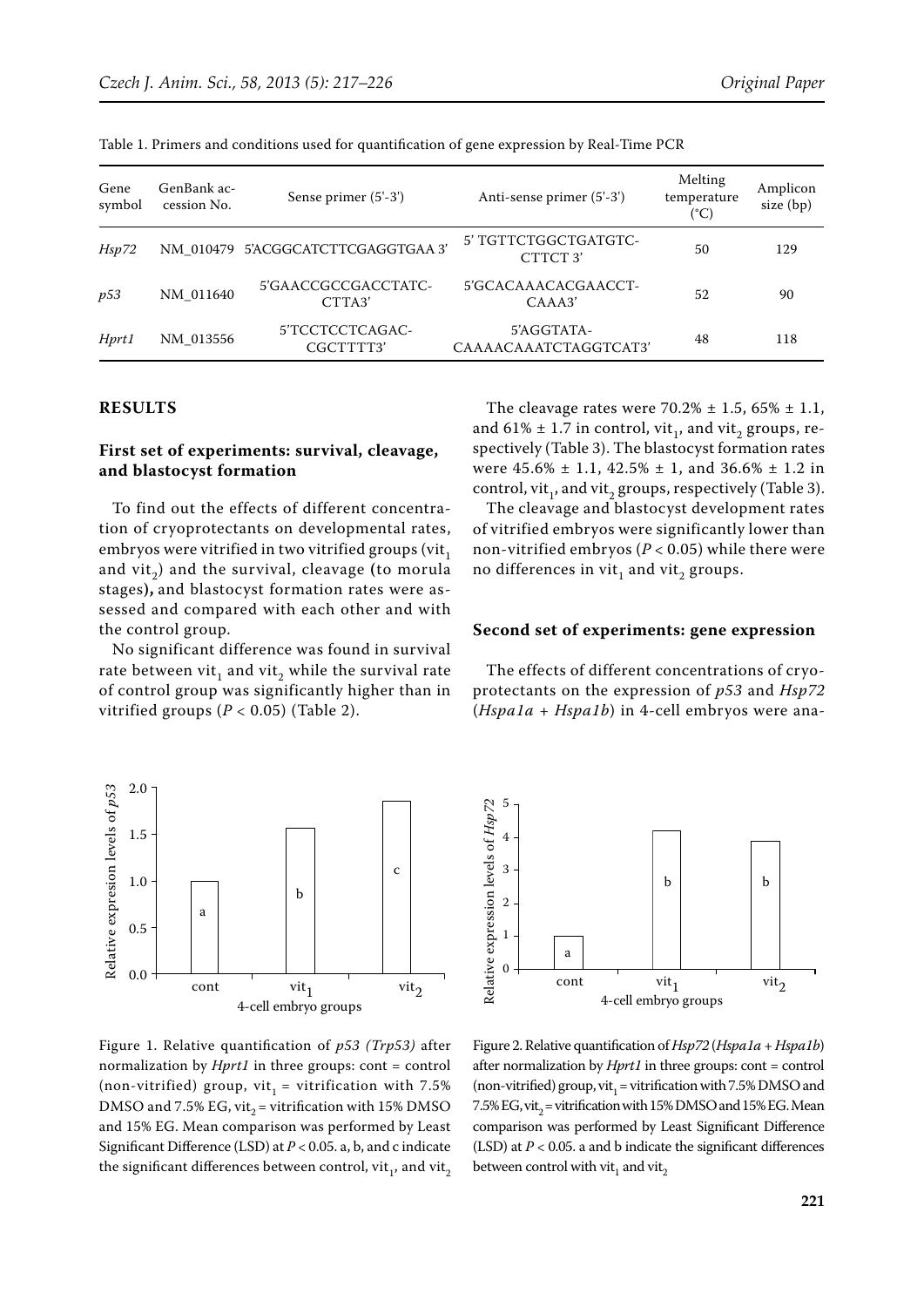Table 1. Primers and conditions used for quantification of gene expression by Real-Time PCR

| Gene symbol | GenBank accession No. | Sense primer (5'-3') | Anti-sense primer (5'-3') | Melting temperature (°C) | Amplicon size (bp) |
|---|---|---|---|---|---|
| *Hsp72* | NM_010479 | 5'ACGGCATCTTCGAGGTGAA 3' | 5' TGTTCTGGCTGATGTCCTTCT 3' | 50 | 129 |
| *p53* | NM_011640 | 5'GAACCGCCGACCTATCCTTA3' | 5'GCACAAACACGAACCTCAAA3' | 52 | 90 |
| *Hprt1* | NM_013556 | 5'TCCTCCTCAGACCGCTTTT3' | 5'AGGTATACAAAACAAATCTAGGTCAT3' | 48 | 118 |

## RESULTS

### First set of experiments: survival, cleavage, and blastocyst formation

To find out the effects of different concentration of cryoprotectants on developmental rates, embryos were vitrified in two vitrified groups ($vit_1$ and $vit_2$) and the survival, cleavage (to morula stages), and blastocyst formation rates were assessed and compared with each other and with the control group.

No significant difference was found in survival rate between $vit_1$ and $vit_2$ while the survival rate of control group was significantly higher than in vitrified groups ($P < 0.05$) (Table 2).

The cleavage rates were 70.2% ± 1.5, 65% ± 1.1, and 61% ± 1.7 in control, $vit_1$, and $vit_2$ groups, respectively (Table 3). The blastocyst formation rates were 45.6% ± 1.1, 42.5% ± 1, and 36.6% ± 1.2 in control, $vit_1$, and $vit_2$ groups, respectively (Table 3).

The cleavage and blastocyst development rates of vitrified embryos were significantly lower than non-vitrified embryos ($P < 0.05$) while there were no differences in $vit_1$ and $vit_2$ groups.

### Second set of experiments: gene expression

The effects of different concentrations of cryoprotectants on the expression of *p53* and *Hsp72* (*Hspa1a + Hspa1b*) in 4-cell embryos were ana-

Figure 1. Relative quantification of *p53 (Trp53)* after normalization by *Hprt1* in three groups: cont = control (non-vitrified) group, $vit_1$ = vitrification with 7.5% DMSO and 7.5% EG, $vit_2$ = vitrification with 15% DMSO and 15% EG. Mean comparison was performed by Least Significant Difference (LSD) at $P < 0.05$. a, b, and c indicate the significant differences between control, $vit_1$, and $vit_2$

Figure 2. Relative quantification of *Hsp72* (*Hspa1a + Hspa1b*) after normalization by *Hprt1* in three groups: cont = control (non-vitrified) group, $vit_1$ = vitrification with 7.5% DMSO and 7.5% EG, $vit_2$ = vitrification with 15% DMSO and 15% EG. Mean comparison was performed by Least Significant Difference (LSD) at $P < 0.05$. a and b indicate the significant differences between control with $vit_1$ and $vit_2$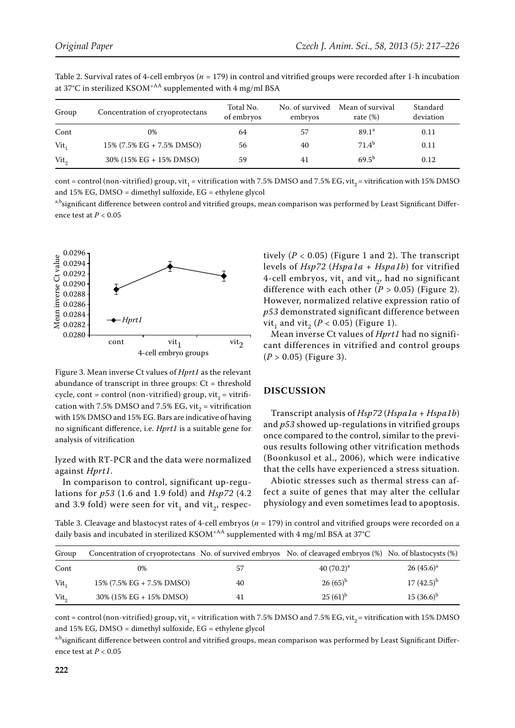Table 2. Survival rates of 4-cell embryos ($n = 179$) in control and vitrified groups were recorded after 1-h incubation at 37°C in sterilized KSOM$^{+AA}$ supplemented with 4 mg/ml BSA

| Group | Concentration of cryoprotectans | Total No. of embryos | No. of survived embryos | Mean of survival rate (%) | Standard deviation |
|---|---|---|---|---|---|
| Cont | 0% | 64 | 57 | 89.1[a] | 0.11 |
| $Vit_1$ | 15% (7.5% EG + 7.5% DMSO) | 56 | 40 | 71.4[b] | 0.11 |
| $Vit_2$ | 30% (15% EG + 15% DMSO) | 59 | 41 | 69.5[b] | 0.12 |

cont = control (non-vitrified) group, $vit_1$ = vitrification with 7.5% DMSO and 7.5% EG, $vit_2$ = vitrification with 15% DMSO and 15% EG, DMSO = dimethyl sulfoxide, EG = ethylene glycol

[a,b]significant difference between control and vitrified groups, mean comparison was performed by Least Significant Difference test at $P < 0.05$

Figure 3. Mean inverse Ct values of *Hprt1* as the relevant abundance of transcript in three groups: Ct = threshold cycle, cont = control (non-vitrified) group, $vit_1$ = vitrification with 7.5% DMSO and 7.5% EG, $vit_2$ = vitrification with 15% DMSO and 15% EG. Bars are indicative of having no significant difference, i.e. *Hprt1* is a suitable gene for analysis of vitrification

lyzed with RT-PCR and the data were normalized against *Hprt1*.

In comparison to control, significant up-regulations for *p53* (1.6 and 1.9 fold) and *Hsp72* (4.2 and 3.9 fold) were seen for $vit_1$ and $vit_2$, respectively ($P < 0.05$) (Figure 1 and 2). The transcript levels of *Hsp72* (*Hspa1a* + *Hspa1b*) for vitrified 4-cell embryos, $vit_1$ and $vit_2$, had no significant difference with each other ($P > 0.05$) (Figure 2). However, normalized relative expression ratio of *p53* demonstrated significant difference between $vit_1$ and $vit_2$ ($P < 0.05$) (Figure 1).

Mean inverse Ct values of *Hprt1* had no significant differences in vitrified and control groups ($P > 0.05$) (Figure 3).

## DISCUSSION

Transcript analysis of *Hsp72* (*Hspa1a* + *Hspa1b*) and *p53* showed up-regulations in vitrified groups once compared to the control, similar to the previous results following other vitrification methods (Boonkusol et al., 2006), which were indicative that the cells have experienced a stress situation.

Abiotic stresses such as thermal stress can affect a suite of genes that may alter the cellular physiology and even sometimes lead to apoptosis.

Table 3. Cleavage and blastocyst rates of 4-cell embryos ($n = 179$) in control and vitrified groups were recorded on a daily basis and incubated in sterilized KSOM$^{+AA}$ supplemented with 4 mg/ml BSA at 37°C

| Group | Concentration of cryoprotectans | No. of survived embryos | No. of cleavaged embryos (%) | No. of blastocysts (%) |
|---|---|---|---|---|
| Cont | 0% | 57 | 40 (70.2)[a] | 26 (45.6)[a] |
| $Vit_1$ | 15% (7.5% EG + 7.5% DMSO) | 40 | 26 (65)[b] | 17 (42.5)[b] |
| $Vit_2$ | 30% (15% EG + 15% DMSO) | 41 | 25 (61)[b] | 15 (36.6)[b] |

cont = control (non-vitrified) group, $vit_1$ = vitrification with 7.5% DMSO and 7.5% EG, $vit_2$ = vitrification with 15% DMSO and 15% EG, DMSO = dimethyl sulfoxide, EG = ethylene glycol

[a,b]significant difference between control and vitrified groups, mean comparison was performed by Least Significant Difference test at $P < 0.05$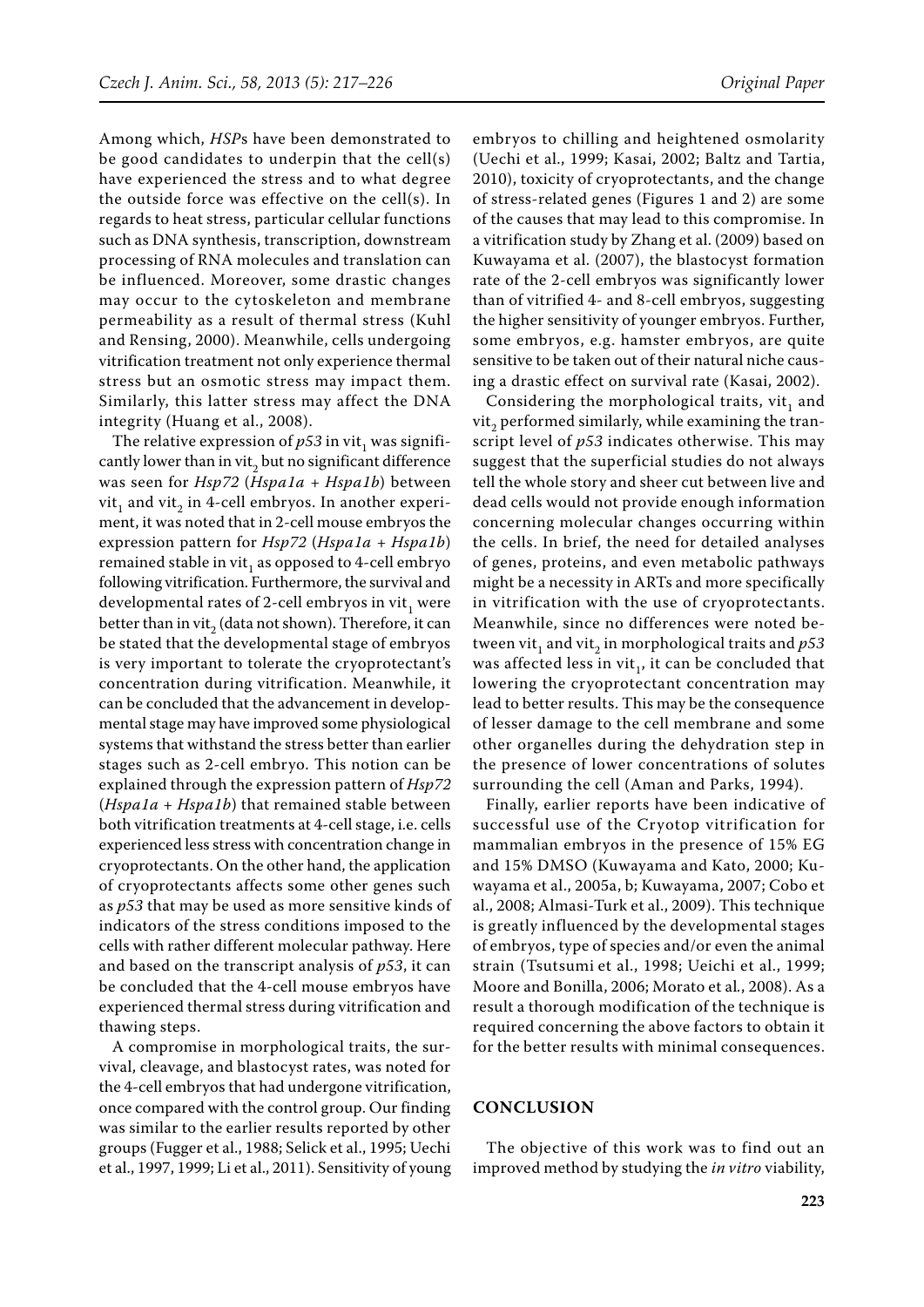Among which, *HSP*s have been demonstrated to be good candidates to underpin that the cell(s) have experienced the stress and to what degree the outside force was effective on the cell(s). In regards to heat stress, particular cellular functions such as DNA synthesis, transcription, downstream processing of RNA molecules and translation can be influenced. Moreover, some drastic changes may occur to the cytoskeleton and membrane permeability as a result of thermal stress (Kuhl and Rensing, 2000). Meanwhile, cells undergoing vitrification treatment not only experience thermal stress but an osmotic stress may impact them. Similarly, this latter stress may affect the DNA integrity (Huang et al., 2008).

The relative expression of *p53* in $vit_1$ was significantly lower than in $vit_2$ but no significant difference was seen for *Hsp72* (*Hspa1a* + *Hspa1b*) between $vit_1$ and $vit_2$ in 4-cell embryos. In another experiment, it was noted that in 2-cell mouse embryos the expression pattern for *Hsp72* (*Hspa1a* + *Hspa1b*) remained stable in $vit_1$ as opposed to 4-cell embryo following vitrification. Furthermore, the survival and developmental rates of 2-cell embryos in $vit_1$ were better than in $vit_2$ (data not shown). Therefore, it can be stated that the developmental stage of embryos is very important to tolerate the cryoprotectant's concentration during vitrification. Meanwhile, it can be concluded that the advancement in developmental stage may have improved some physiological systems that withstand the stress better than earlier stages such as 2-cell embryo. This notion can be explained through the expression pattern of *Hsp72* (*Hspa1a* + *Hspa1b*) that remained stable between both vitrification treatments at 4-cell stage, i.e. cells experienced less stress with concentration change in cryoprotectants. On the other hand, the application of cryoprotectants affects some other genes such as *p53* that may be used as more sensitive kinds of indicators of the stress conditions imposed to the cells with rather different molecular pathway. Here and based on the transcript analysis of *p53*, it can be concluded that the 4-cell mouse embryos have experienced thermal stress during vitrification and thawing steps.

A compromise in morphological traits, the survival, cleavage, and blastocyst rates, was noted for the 4-cell embryos that had undergone vitrification, once compared with the control group. Our finding was similar to the earlier results reported by other groups (Fugger et al., 1988; Selick et al., 1995; Uechi et al., 1997, 1999; Li et al., 2011). Sensitivity of young embryos to chilling and heightened osmolarity (Uechi et al., 1999; Kasai, 2002; Baltz and Tartia, 2010), toxicity of cryoprotectants, and the change of stress-related genes (Figures 1 and 2) are some of the causes that may lead to this compromise. In a vitrification study by Zhang et al. (2009) based on Kuwayama et al. (2007), the blastocyst formation rate of the 2-cell embryos was significantly lower than of vitrified 4- and 8-cell embryos, suggesting the higher sensitivity of younger embryos. Further, some embryos, e.g. hamster embryos, are quite sensitive to be taken out of their natural niche causing a drastic effect on survival rate (Kasai, 2002).

Considering the morphological traits, $vit_1$ and $vit_2$ performed similarly, while examining the transcript level of *p53* indicates otherwise. This may suggest that the superficial studies do not always tell the whole story and sheer cut between live and dead cells would not provide enough information concerning molecular changes occurring within the cells. In brief, the need for detailed analyses of genes, proteins, and even metabolic pathways might be a necessity in ARTs and more specifically in vitrification with the use of cryoprotectants. Meanwhile, since no differences were noted between $vit_1$ and $vit_2$ in morphological traits and *p53* was affected less in $vit_1$, it can be concluded that lowering the cryoprotectant concentration may lead to better results. This may be the consequence of lesser damage to the cell membrane and some other organelles during the dehydration step in the presence of lower concentrations of solutes surrounding the cell (Aman and Parks, 1994).

Finally, earlier reports have been indicative of successful use of the Cryotop vitrification for mammalian embryos in the presence of 15% EG and 15% DMSO (Kuwayama and Kato, 2000; Kuwayama et al., 2005a, b; Kuwayama, 2007; Cobo et al., 2008; Almasi-Turk et al., 2009). This technique is greatly influenced by the developmental stages of embryos, type of species and/or even the animal strain (Tsutsumi et al., 1998; Ueichi et al., 1999; Moore and Bonilla, 2006; Morato et al., 2008). As a result a thorough modification of the technique is required concerning the above factors to obtain it for the better results with minimal consequences.

## CONCLUSION

The objective of this work was to find out an improved method by studying the *in vitro* viability,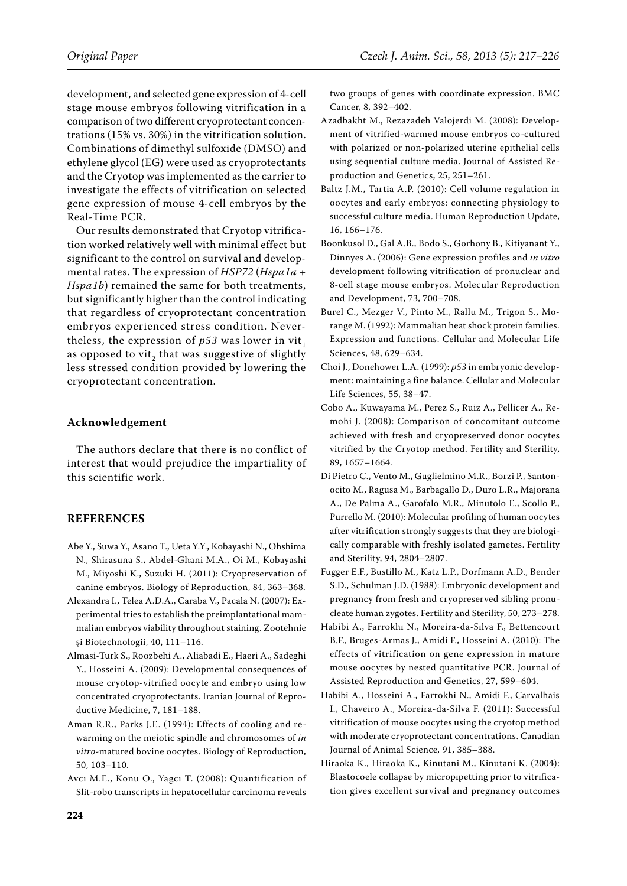development, and selected gene expression of 4-cell stage mouse embryos following vitrification in a comparison of two different cryoprotectant concentrations (15% vs. 30%) in the vitrification solution. Combinations of dimethyl sulfoxide (DMSO) and ethylene glycol (EG) were used as cryoprotectants and the Cryotop was implemented as the carrier to investigate the effects of vitrification on selected gene expression of mouse 4-cell embryos by the Real-Time PCR.

Our results demonstrated that Cryotop vitrification worked relatively well with minimal effect but significant to the control on survival and developmental rates. The expression of *HSP72* (*Hspa1a* + *Hspa1b*) remained the same for both treatments, but significantly higher than the control indicating that regardless of cryoprotectant concentration embryos experienced stress condition. Nevertheless, the expression of *p53* was lower in $vit_1$ as opposed to $vit_2$ that was suggestive of slightly less stressed condition provided by lowering the cryoprotectant concentration.

## Acknowledgement

The authors declare that there is no conflict of interest that would prejudice the impartiality of this scientific work.

## REFERENCES

Abe Y., Suwa Y., Asano T., Ueta Y.Y., Kobayashi N., Ohshima N., Shirasuna S., Abdel-Ghani M.A., Oi M., Kobayashi M., Miyoshi K., Suzuki H. (2011): Cryopreservation of canine embryos. Biology of Reproduction, 84, 363–368.

Alexandra I., Telea A.D.A., Caraba V., Pacala N. (2007): Experimental tries to establish the preimplantational mammalian embryos viability throughout staining. Zootehnie şi Biotechnologii, 40, 111–116.

Almasi-Turk S., Roozbehi A., Aliabadi E., Haeri A., Sadeghi Y., Hosseini A. (2009): Developmental consequences of mouse cryotop-vitrified oocyte and embryo using low concentrated cryoprotectants. Iranian Journal of Reproductive Medicine, 7, 181–188.

Aman R.R., Parks J.E. (1994): Effects of cooling and rewarming on the meiotic spindle and chromosomes of *in vitro*-matured bovine oocytes. Biology of Reproduction, 50, 103–110.

Avci M.E., Konu O., Yagci T. (2008): Quantification of Slit-robo transcripts in hepatocellular carcinoma reveals two groups of genes with coordinate expression. BMC Cancer, 8, 392–402.

Azadbakht M., Rezazadeh Valojerdi M. (2008): Development of vitrified-warmed mouse embryos co-cultured with polarized or non-polarized uterine epithelial cells using sequential culture media. Journal of Assisted Reproduction and Genetics, 25, 251–261.

Baltz J.M., Tartia A.P. (2010): Cell volume regulation in oocytes and early embryos: connecting physiology to successful culture media. Human Reproduction Update, 16, 166–176.

Boonkusol D., Gal A.B., Bodo S., Gorhony B., Kitiyanant Y., Dinnyes A. (2006): Gene expression profiles and *in vitro* development following vitrification of pronuclear and 8-cell stage mouse embryos. Molecular Reproduction and Development, 73, 700–708.

Burel C., Mezger V., Pinto M., Rallu M., Trigon S., Morange M. (1992): Mammalian heat shock protein families. Expression and functions. Cellular and Molecular Life Sciences, 48, 629–634.

Choi J., Donehower L.A. (1999): *p53* in embryonic development: maintaining a fine balance. Cellular and Molecular Life Sciences, 55, 38–47.

Cobo A., Kuwayama M., Perez S., Ruiz A., Pellicer A., Remohi J. (2008): Comparison of concomitant outcome achieved with fresh and cryopreserved donor oocytes vitrified by the Cryotop method. Fertility and Sterility, 89, 1657–1664.

Di Pietro C., Vento M., Guglielmino M.R., Borzi P., Santonocito M., Ragusa M., Barbagallo D., Duro L.R., Majorana A., De Palma A., Garofalo M.R., Minutolo E., Scollo P., Purrello M. (2010): Molecular profiling of human oocytes after vitrification strongly suggests that they are biologically comparable with freshly isolated gametes. Fertility and Sterility, 94, 2804–2807.

Fugger E.F., Bustillo M., Katz L.P., Dorfmann A.D., Bender S.D., Schulman J.D. (1988): Embryonic development and pregnancy from fresh and cryopreserved sibling pronucleate human zygotes. Fertility and Sterility, 50, 273–278.

Habibi A., Farrokhi N., Moreira-da-Silva F., Bettencourt B.F., Bruges-Armas J., Amidi F., Hosseini A. (2010): The effects of vitrification on gene expression in mature mouse oocytes by nested quantitative PCR. Journal of Assisted Reproduction and Genetics, 27, 599–604.

Habibi A., Hosseini A., Farrokhi N., Amidi F., Carvalhais I., Chaveiro A., Moreira-da-Silva F. (2011): Successful vitrification of mouse oocytes using the cryotop method with moderate cryoprotectant concentrations. Canadian Journal of Animal Science, 91, 385–388.

Hiraoka K., Hiraoka K., Kinutani M., Kinutani K. (2004): Blastocoele collapse by micropipetting prior to vitrification gives excellent survival and pregnancy outcomes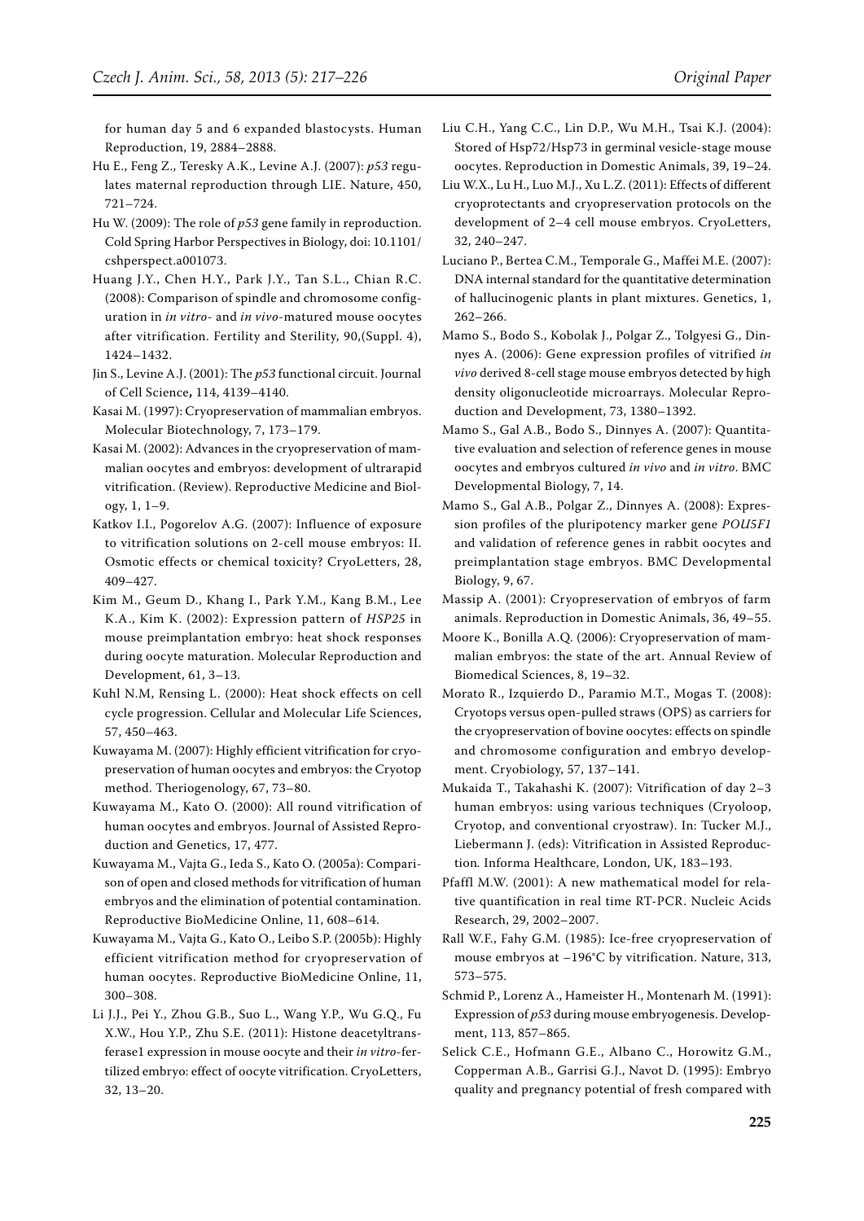for human day 5 and 6 expanded blastocysts. Human Reproduction, 19, 2884–2888.

Hu E., Feng Z., Teresky A.K., Levine A.J. (2007): *p53* regulates maternal reproduction through LIE. Nature, 450, 721–724.

Hu W. (2009): The role of *p53* gene family in reproduction. Cold Spring Harbor Perspectives in Biology, doi: 10.1101/cshperspect.a001073.

Huang J.Y., Chen H.Y., Park J.Y., Tan S.L., Chian R.C. (2008): Comparison of spindle and chromosome configuration in *in vitro*- and *in vivo*-matured mouse oocytes after vitrification. Fertility and Sterility, 90,(Suppl. 4), 1424–1432.

Jin S., Levine A.J. (2001): The *p53* functional circuit. Journal of Cell Science, 114, 4139–4140.

Kasai M. (1997): Cryopreservation of mammalian embryos. Molecular Biotechnology, 7, 173–179.

Kasai M. (2002): Advances in the cryopreservation of mammalian oocytes and embryos: development of ultrarapid vitrification. (Review). Reproductive Medicine and Biology, 1, 1–9.

Katkov I.I., Pogorelov A.G. (2007): Influence of exposure to vitrification solutions on 2-cell mouse embryos: II. Osmotic effects or chemical toxicity? CryoLetters, 28, 409–427.

Kim M., Geum D., Khang I., Park Y.M., Kang B.M., Lee K.A., Kim K. (2002): Expression pattern of *HSP25* in mouse preimplantation embryo: heat shock responses during oocyte maturation. Molecular Reproduction and Development, 61, 3–13.

Kuhl N.M, Rensing L. (2000): Heat shock effects on cell cycle progression. Cellular and Molecular Life Sciences, 57, 450–463.

Kuwayama M. (2007): Highly efficient vitrification for cryopreservation of human oocytes and embryos: the Cryotop method. Theriogenology, 67, 73–80.

Kuwayama M., Kato O. (2000): All round vitrification of human oocytes and embryos. Journal of Assisted Reproduction and Genetics, 17, 477.

Kuwayama M., Vajta G., Ieda S., Kato O. (2005a): Comparison of open and closed methods for vitrification of human embryos and the elimination of potential contamination. Reproductive BioMedicine Online, 11, 608–614.

Kuwayama M., Vajta G., Kato O., Leibo S.P. (2005b): Highly efficient vitrification method for cryopreservation of human oocytes. Reproductive BioMedicine Online, 11, 300–308.

Li J.J., Pei Y., Zhou G.B., Suo L., Wang Y.P., Wu G.Q., Fu X.W., Hou Y.P., Zhu S.E. (2011): Histone deacetyltransferase1 expression in mouse oocyte and their *in vitro*-fertilized embryo: effect of oocyte vitrification. CryoLetters, 32, 13–20.

Liu C.H., Yang C.C., Lin D.P., Wu M.H., Tsai K.J. (2004): Stored of Hsp72/Hsp73 in germinal vesicle-stage mouse oocytes. Reproduction in Domestic Animals, 39, 19–24.

Liu W.X., Lu H., Luo M.J., Xu L.Z. (2011): Effects of different cryoprotectants and cryopreservation protocols on the development of 2–4 cell mouse embryos. CryoLetters, 32, 240–247.

Luciano P., Bertea C.M., Temporale G., Maffei M.E. (2007): DNA internal standard for the quantitative determination of hallucinogenic plants in plant mixtures. Genetics, 1, 262–266.

Mamo S., Bodo S., Kobolak J., Polgar Z., Tolgyesi G., Dinnyes A. (2006): Gene expression profiles of vitrified *in vivo* derived 8-cell stage mouse embryos detected by high density oligonucleotide microarrays. Molecular Reproduction and Development, 73, 1380–1392.

Mamo S., Gal A.B., Bodo S., Dinnyes A. (2007): Quantitative evaluation and selection of reference genes in mouse oocytes and embryos cultured *in vivo* and *in vitro*. BMC Developmental Biology, 7, 14.

Mamo S., Gal A.B., Polgar Z., Dinnyes A. (2008): Expression profiles of the pluripotency marker gene *POU5F1* and validation of reference genes in rabbit oocytes and preimplantation stage embryos. BMC Developmental Biology, 9, 67.

Massip A. (2001): Cryopreservation of embryos of farm animals. Reproduction in Domestic Animals, 36, 49–55.

Moore K., Bonilla A.Q. (2006): Cryopreservation of mammalian embryos: the state of the art. Annual Review of Biomedical Sciences, 8, 19–32.

Morato R., Izquierdo D., Paramio M.T., Mogas T. (2008): Cryotops versus open-pulled straws (OPS) as carriers for the cryopreservation of bovine oocytes: effects on spindle and chromosome configuration and embryo development. Cryobiology, 57, 137–141.

Mukaida T., Takahashi K. (2007): Vitrification of day 2–3 human embryos: using various techniques (Cryoloop, Cryotop, and conventional cryostraw). In: Tucker M.J., Liebermann J. (eds): Vitrification in Assisted Reproduction*.* Informa Healthcare, London, UK, 183–193.

Pfaffl M.W. (2001): A new mathematical model for relative quantification in real time RT-PCR. Nucleic Acids Research, 29, 2002–2007.

Rall W.F., Fahy G.M. (1985): Ice-free cryopreservation of mouse embryos at –196°C by vitrification. Nature, 313, 573–575.

Schmid P., Lorenz A., Hameister H., Montenarh M. (1991): Expression of *p53* during mouse embryogenesis. Development, 113, 857–865.

Selick C.E., Hofmann G.E., Albano C., Horowitz G.M., Copperman A.B., Garrisi G.J., Navot D. (1995): Embryo quality and pregnancy potential of fresh compared with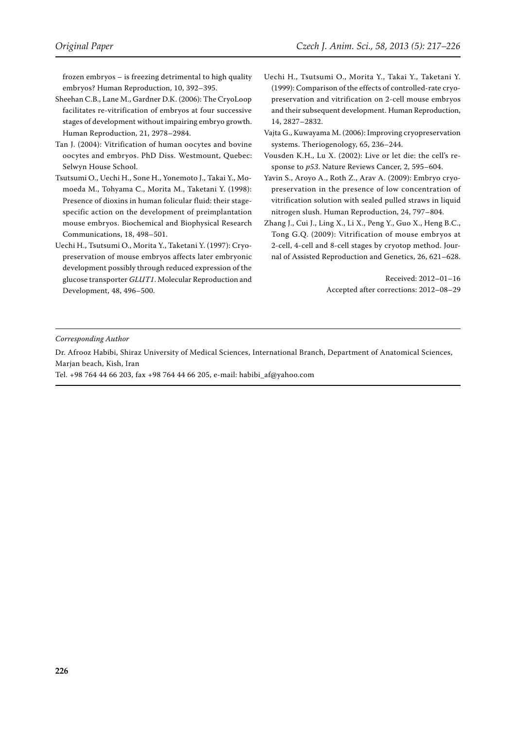frozen embryos – is freezing detrimental to high quality embryos? Human Reproduction, 10, 392–395.

Sheehan C.B., Lane M., Gardner D.K. (2006): The CryoLoop facilitates re-vitrification of embryos at four successive stages of development without impairing embryo growth. Human Reproduction, 21, 2978–2984.

Tan J. (2004): Vitrification of human oocytes and bovine oocytes and embryos. PhD Diss. Westmount, Quebec: Selwyn House School.

Tsutsumi O., Uechi H., Sone H., Yonemoto J., Takai Y., Momoeda M., Tohyama C., Morita M., Taketani Y. (1998): Presence of dioxins in human folicular fluid: their stage-specific action on the development of preimplantation mouse embryos. Biochemical and Biophysical Research Communications, 18, 498–501.

Uechi H., Tsutsumi O., Morita Y., Taketani Y. (1997): Cryopreservation of mouse embryos affects later embryonic development possibly through reduced expression of the glucose transporter *GLUT1*. Molecular Reproduction and Development, 48, 496–500.

Uechi H., Tsutsumi O., Morita Y., Takai Y., Taketani Y. (1999): Comparison of the effects of controlled-rate cryopreservation and vitrification on 2-cell mouse embryos and their subsequent development. Human Reproduction, 14, 2827–2832.

Vajta G., Kuwayama M. (2006): Improving cryopreservation systems. Theriogenology, 65, 236–244.

Vousden K.H., Lu X. (2002): Live or let die: the cell's response to *p53*. Nature Reviews Cancer, 2, 595–604.

Yavin S., Aroyo A., Roth Z., Arav A. (2009): Embryo cryopreservation in the presence of low concentration of vitrification solution with sealed pulled straws in liquid nitrogen slush. Human Reproduction, 24, 797–804.

Zhang J., Cui J., Ling X., Li X., Peng Y., Guo X., Heng B.C., Tong G.Q. (2009): Vitrification of mouse embryos at 2-cell, 4-cell and 8-cell stages by cryotop method. Journal of Assisted Reproduction and Genetics, 26, 621–628.

Received: 2012–01–16
Accepted after corrections: 2012–08–29

*Corresponding Author*

Dr. Afrooz Habibi, Shiraz University of Medical Sciences, International Branch, Department of Anatomical Sciences, Marjan beach, Kish, Iran

Tel. +98 764 44 66 203, fax +98 764 44 66 205, e-mail: habibi_af@yahoo.com